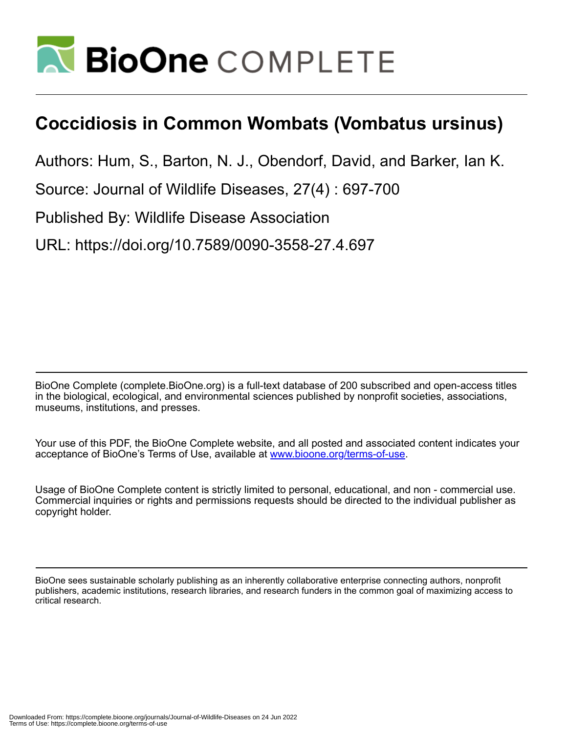# Coccidiosis in Common Wombats (Vombatus ursinus)

Authors: Hum, S., Barton, N. J., Obendorf, David, and Barker, Ian K.

Source: Journal of Wildlife Diseases, 27(4) : 697-700

Published By: Wildlife Disease Association

URL: https://doi.org/10.7589/0090-3558-27.4.697

BioOne Complete (complete.BioOne.org) is a full-text database of 200 subscribed and open-access titles in the biological, ecological, and environmental sciences published by nonprofit societies, associations, museums, institutions, and presses.

Your use of this PDF, the BioOne Complete website, and all posted and associated content indicates your acceptance of BioOne's Terms of Use, available at www.bioone.org/terms-of-use.

Usage of BioOne Complete content is strictly limited to personal, educational, and non - commercial use. Commercial inquiries or rights and permissions requests should be directed to the individual publisher as copyright holder.

BioOne sees sustainable scholarly publishing as an inherently collaborative enterprise connecting authors, nonprofit publishers, academic institutions, research libraries, and research funders in the common goal of maximizing access to critical research.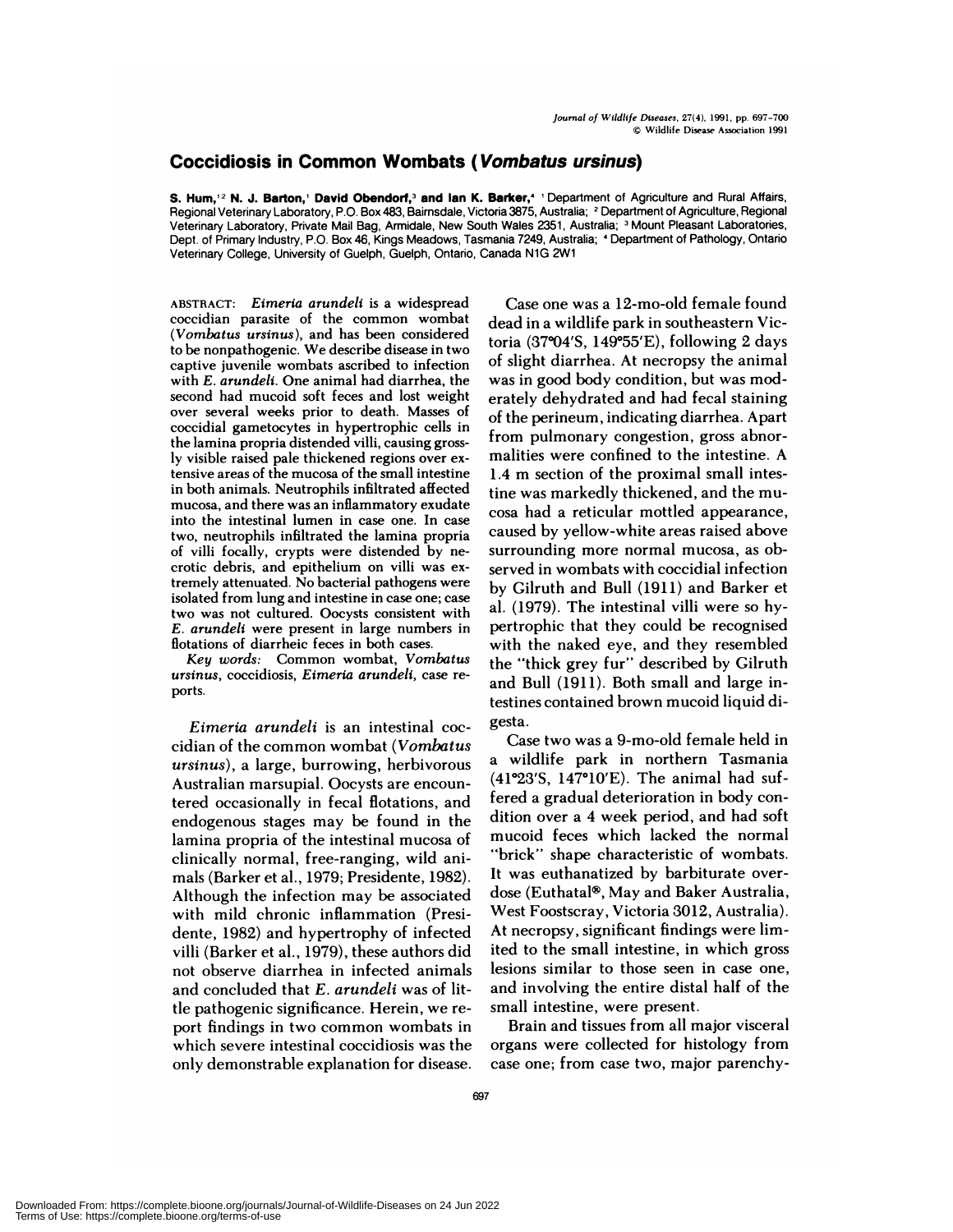# Coccidiosis in Common Wombats (*Vombatus ursinus*)

**S. Hum,**[1,2] **N. J. Barton,**[1] **David Obendorf,**[3] **and Ian K. Barker,**[4] [1] Department of Agriculture and Rural Affairs, Regional Veterinary Laboratory, P.O. Box 483, Bairnsdale, Victoria 3875, Australia; [2] Department of Agriculture, Regional Veterinary Laboratory, Private Mail Bag, Armidale, New South Wales 2351, Australia; [3] Mount Pleasant Laboratories, Dept. of Primary Industry, P.O. Box 46, Kings Meadows, Tasmania 7249, Australia; [4] Department of Pathology, Ontario Veterinary College, University of Guelph, Guelph, Ontario, Canada N1G 2W1

ABSTRACT: *Eimeria arundeli* is a widespread coccidian parasite of the common wombat (*Vombatus ursinus*), and has been considered to be nonpathogenic. We describe disease in two captive juvenile wombats ascribed to infection with *E. arundeli*. One animal had diarrhea, the second had mucoid soft feces and lost weight over several weeks prior to death. Masses of coccidial gametocytes in hypertrophic cells in the lamina propria distended villi, causing grossly visible raised pale thickened regions over extensive areas of the mucosa of the small intestine in both animals. Neutrophils infiltrated affected mucosa, and there was an inflammatory exudate into the intestinal lumen in case one. In case two, neutrophils infiltrated the lamina propria of villi focally, crypts were distended by necrotic debris, and epithelium on villi was extremely attenuated. No bacterial pathogens were isolated from lung and intestine in case one; case two was not cultured. Oocysts consistent with *E. arundeli* were present in large numbers in flotations of diarrheic feces in both cases.

*Key words:* Common wombat, *Vombatus ursinus*, coccidiosis, *Eimeria arundeli*, case reports.

*Eimeria arundeli* is an intestinal coccidian of the common wombat (*Vombatus ursinus*), a large, burrowing, herbivorous Australian marsupial. Oocysts are encountered occasionally in fecal flotations, and endogenous stages may be found in the lamina propria of the intestinal mucosa of clinically normal, free-ranging, wild animals (Barker et al., 1979; Presidente, 1982). Although the infection may be associated with mild chronic inflammation (Presidente, 1982) and hypertrophy of infected villi (Barker et al., 1979), these authors did not observe diarrhea in infected animals and concluded that *E. arundeli* was of little pathogenic significance. Herein, we report findings in two common wombats in which severe intestinal coccidiosis was the only demonstrable explanation for disease.

Case one was a 12-mo-old female found dead in a wildlife park in southeastern Victoria (37°04′S, 149°55′E), following 2 days of slight diarrhea. At necropsy the animal was in good body condition, but was moderately dehydrated and had fecal staining of the perineum, indicating diarrhea. Apart from pulmonary congestion, gross abnormalities were confined to the intestine. A 1.4 m section of the proximal small intestine was markedly thickened, and the mucosa had a reticular mottled appearance, caused by yellow-white areas raised above surrounding more normal mucosa, as observed in wombats with coccidial infection by Gilruth and Bull (1911) and Barker et al. (1979). The intestinal villi were so hypertrophic that they could be recognised with the naked eye, and they resembled the "thick grey fur" described by Gilruth and Bull (1911). Both small and large intestines contained brown mucoid liquid digesta.

Case two was a 9-mo-old female held in a wildlife park in northern Tasmania (41°23′S, 147°10′E). The animal had suffered a gradual deterioration in body condition over a 4 week period, and had soft mucoid feces which lacked the normal "brick" shape characteristic of wombats. It was euthanatized by barbiturate overdose (Euthatal®, May and Baker Australia, West Footscray, Victoria 3012, Australia). At necropsy, significant findings were limited to the small intestine, in which gross lesions similar to those seen in case one, and involving the entire distal half of the small intestine, were present.

Brain and tissues from all major visceral organs were collected for histology from case one; from case two, major parenchy-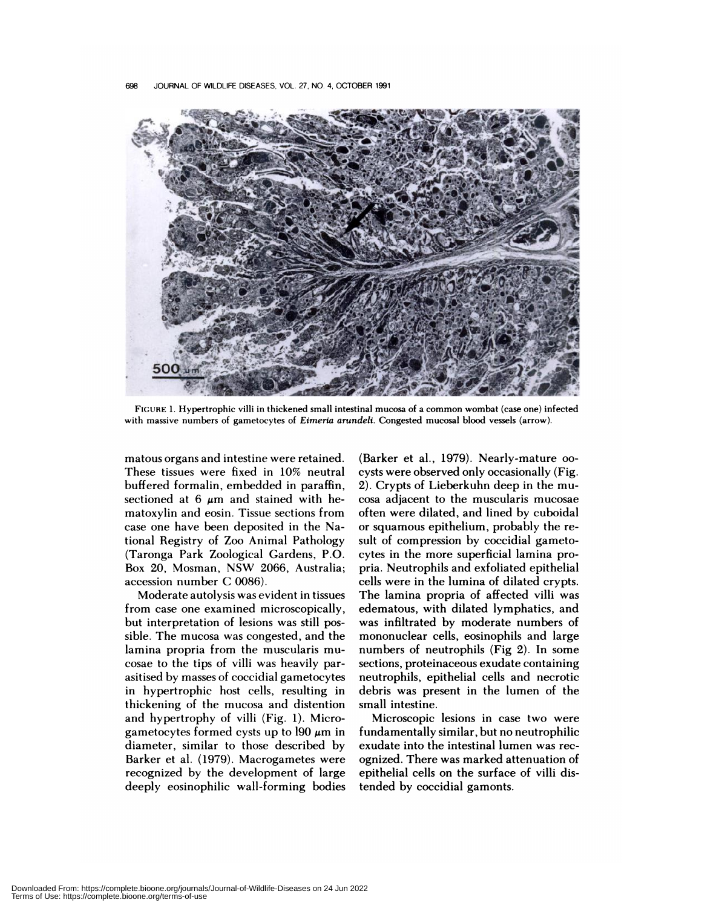FIGURE 1. Hypertrophic villi in thickened small intestinal mucosa of a common wombat (case one) infected with massive numbers of gametocytes of *Eimeria arundeli*. Congested mucosal blood vessels (arrow).

matous organs and intestine were retained. These tissues were fixed in 10% neutral buffered formalin, embedded in paraffin, sectioned at 6 $\mu$m and stained with hematoxylin and eosin. Tissue sections from case one have been deposited in the National Registry of Zoo Animal Pathology (Taronga Park Zoological Gardens, P.O. Box 20, Mosman, NSW 2066, Australia; accession number C 0086).

Moderate autolysis was evident in tissues from case one examined microscopically, but interpretation of lesions was still possible. The mucosa was congested, and the lamina propria from the muscularis mucosae to the tips of villi was heavily parasitised by masses of coccidial gametocytes in hypertrophic host cells, resulting in thickening of the mucosa and distention and hypertrophy of villi (Fig. 1). Microgametocytes formed cysts up to 190 $\mu$m in diameter, similar to those described by Barker et al. (1979). Macrogametes were recognized by the development of large deeply eosinophilic wall-forming bodies (Barker et al., 1979). Nearly-mature oocysts were observed only occasionally (Fig. 2). Crypts of Lieberkuhn deep in the mucosa adjacent to the muscularis mucosae often were dilated, and lined by cuboidal or squamous epithelium, probably the result of compression by coccidial gametocytes in the more superficial lamina propria. Neutrophils and exfoliated epithelial cells were in the lumina of dilated crypts. The lamina propria of affected villi was edematous, with dilated lymphatics, and was infiltrated by moderate numbers of mononuclear cells, eosinophils and large numbers of neutrophils (Fig 2). In some sections, proteinaceous exudate containing neutrophils, epithelial cells and necrotic debris was present in the lumen of the small intestine.

Microscopic lesions in case two were fundamentally similar, but no neutrophilic exudate into the intestinal lumen was recognized. There was marked attenuation of epithelial cells on the surface of villi distended by coccidial gamonts.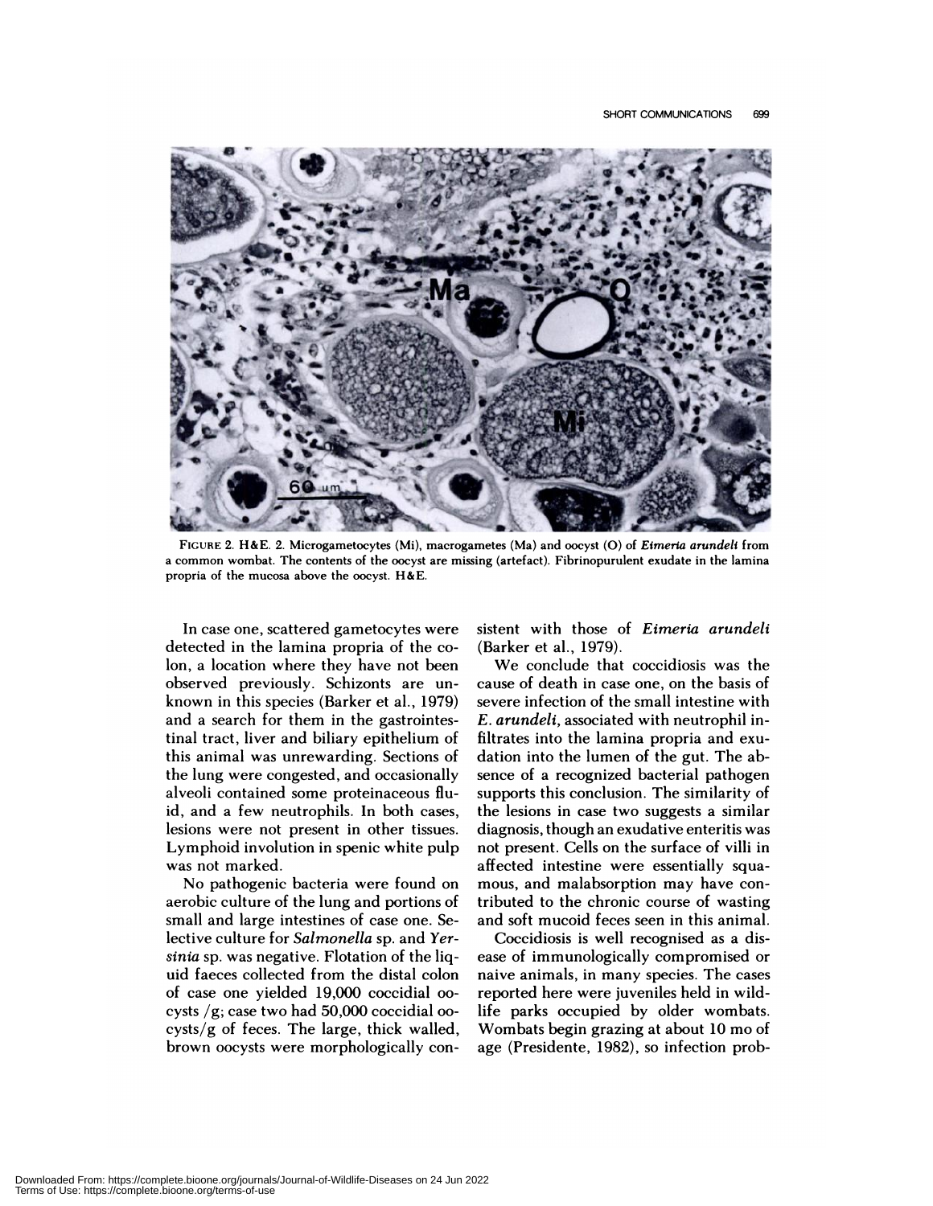FIGURE 2. H&E. 2. Microgametocytes (Mi), macrogametes (Ma) and oocyst (O) of *Eimeria arundeli* from a common wombat. The contents of the oocyst are missing (artefact). Fibrinopurulent exudate in the lamina propria of the mucosa above the oocyst. H&E.

In case one, scattered gametocytes were detected in the lamina propria of the colon, a location where they have not been observed previously. Schizonts are unknown in this species (Barker et al., 1979) and a search for them in the gastrointestinal tract, liver and biliary epithelium of this animal was unrewarding. Sections of the lung were congested, and occasionally alveoli contained some proteinaceous fluid, and a few neutrophils. In both cases, lesions were not present in other tissues. Lymphoid involution in spenic white pulp was not marked.

No pathogenic bacteria were found on aerobic culture of the lung and portions of small and large intestines of case one. Selective culture for *Salmonella* sp. and *Yersinia* sp. was negative. Flotation of the liquid faeces collected from the distal colon of case one yielded 19,000 coccidial oocysts /g; case two had 50,000 coccidial oocysts/g of feces. The large, thick walled, brown oocysts were morphologically consistent with those of *Eimeria arundeli* (Barker et al., 1979).

We conclude that coccidiosis was the cause of death in case one, on the basis of severe infection of the small intestine with *E. arundeli*, associated with neutrophil infiltrates into the lamina propria and exudation into the lumen of the gut. The absence of a recognized bacterial pathogen supports this conclusion. The similarity of the lesions in case two suggests a similar diagnosis, though an exudative enteritis was not present. Cells on the surface of villi in affected intestine were essentially squamous, and malabsorption may have contributed to the chronic course of wasting and soft mucoid feces seen in this animal.

Coccidiosis is well recognised as a disease of immunologically compromised or naive animals, in many species. The cases reported here were juveniles held in wildlife parks occupied by older wombats. Wombats begin grazing at about 10 mo of age (Presidente, 1982), so infection prob-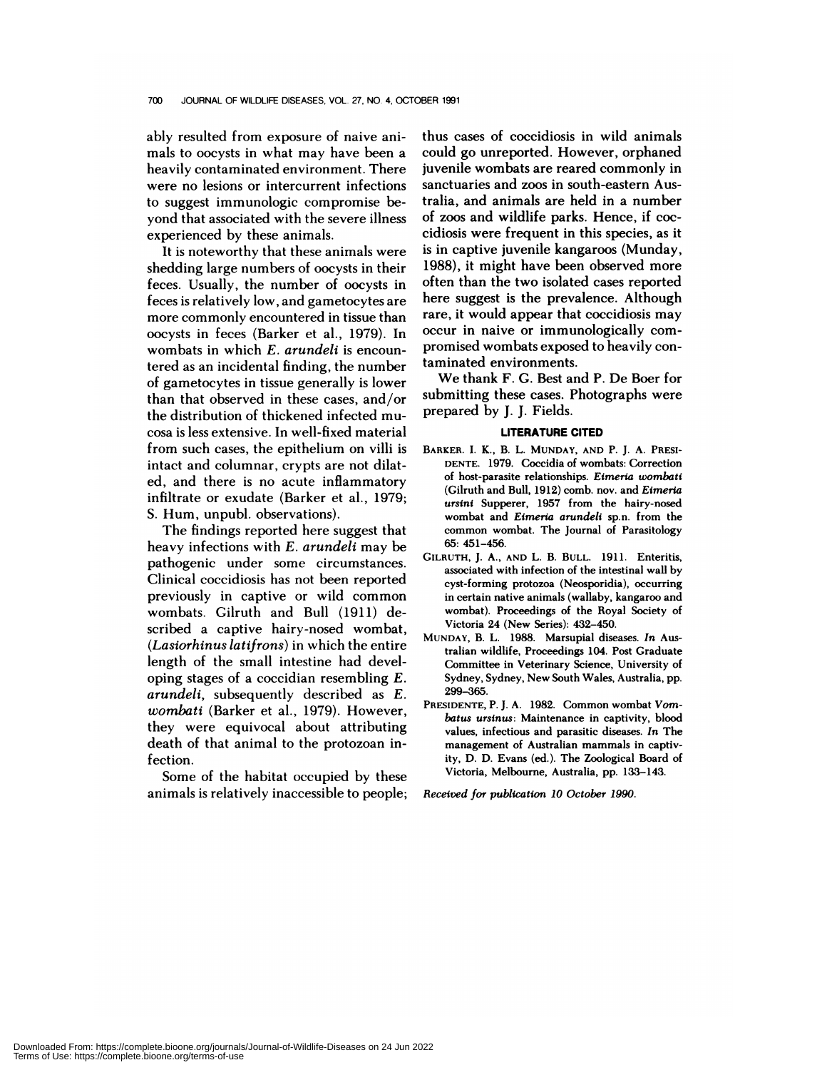ably resulted from exposure of naive animals to oocysts in what may have been a heavily contaminated environment. There were no lesions or intercurrent infections to suggest immunologic compromise beyond that associated with the severe illness experienced by these animals.

It is noteworthy that these animals were shedding large numbers of oocysts in their feces. Usually, the number of oocysts in feces is relatively low, and gametocytes are more commonly encountered in tissue than oocysts in feces (Barker et al., 1979). In wombats in which *E. arundeli* is encountered as an incidental finding, the number of gametocytes in tissue generally is lower than that observed in these cases, and/or the distribution of thickened infected mucosa is less extensive. In well-fixed material from such cases, the epithelium on villi is intact and columnar, crypts are not dilated, and there is no acute inflammatory infiltrate or exudate (Barker et al., 1979; S. Hum, unpubl. observations).

The findings reported here suggest that heavy infections with *E. arundeli* may be pathogenic under some circumstances. Clinical coccidiosis has not been reported previously in captive or wild common wombats. Gilruth and Bull (1911) described a captive hairy-nosed wombat, (*Lasiorhinus latifrons*) in which the entire length of the small intestine had developing stages of a coccidian resembling *E. arundeli*, subsequently described as *E. wombati* (Barker et al., 1979). However, they were equivocal about attributing death of that animal to the protozoan infection.

Some of the habitat occupied by these animals is relatively inaccessible to people; thus cases of coccidiosis in wild animals could go unreported. However, orphaned juvenile wombats are reared commonly in sanctuaries and zoos in south-eastern Australia, and animals are held in a number of zoos and wildlife parks. Hence, if coccidiosis were frequent in this species, as it is in captive juvenile kangaroos (Munday, 1988), it might have been observed more often than the two isolated cases reported here suggest is the prevalence. Although rare, it would appear that coccidiosis may occur in naive or immunologically compromised wombats exposed to heavily contaminated environments.

We thank F. G. Best and P. De Boer for submitting these cases. Photographs were prepared by J. J. Fields.

## LITERATURE CITED

BARKER, I. K., B. L. MUNDAY, AND P. J. A. PRESIDENTE. 1979. Coccidia of wombats: Correction of host-parasite relationships. *Eimeria wombati* (Gilruth and Bull, 1912) comb. nov. and *Eimeria ursini* Supperer, 1957 from the hairy-nosed wombat and *Eimeria arundeli* sp.n. from the common wombat. The Journal of Parasitology 65: 451–456.

GILRUTH, J. A., AND L. B. BULL. 1911. Enteritis, associated with infection of the intestinal wall by cyst-forming protozoa (Neosporidia), occurring in certain native animals (wallaby, kangaroo and wombat). Proceedings of the Royal Society of Victoria 24 (New Series): 432–450.

MUNDAY, B. L. 1988. Marsupial diseases. *In* Australian wildlife, Proceedings 104. Post Graduate Committee in Veterinary Science, University of Sydney, Sydney, New South Wales, Australia, pp. 299–365.

PRESIDENTE, P. J. A. 1982. Common wombat *Vombatus ursinus*: Maintenance in captivity, blood values, infectious and parasitic diseases. *In* The management of Australian mammals in captivity, D. D. Evans (ed.). The Zoological Board of Victoria, Melbourne, Australia, pp. 133–143.

*Received for publication 10 October 1990.*